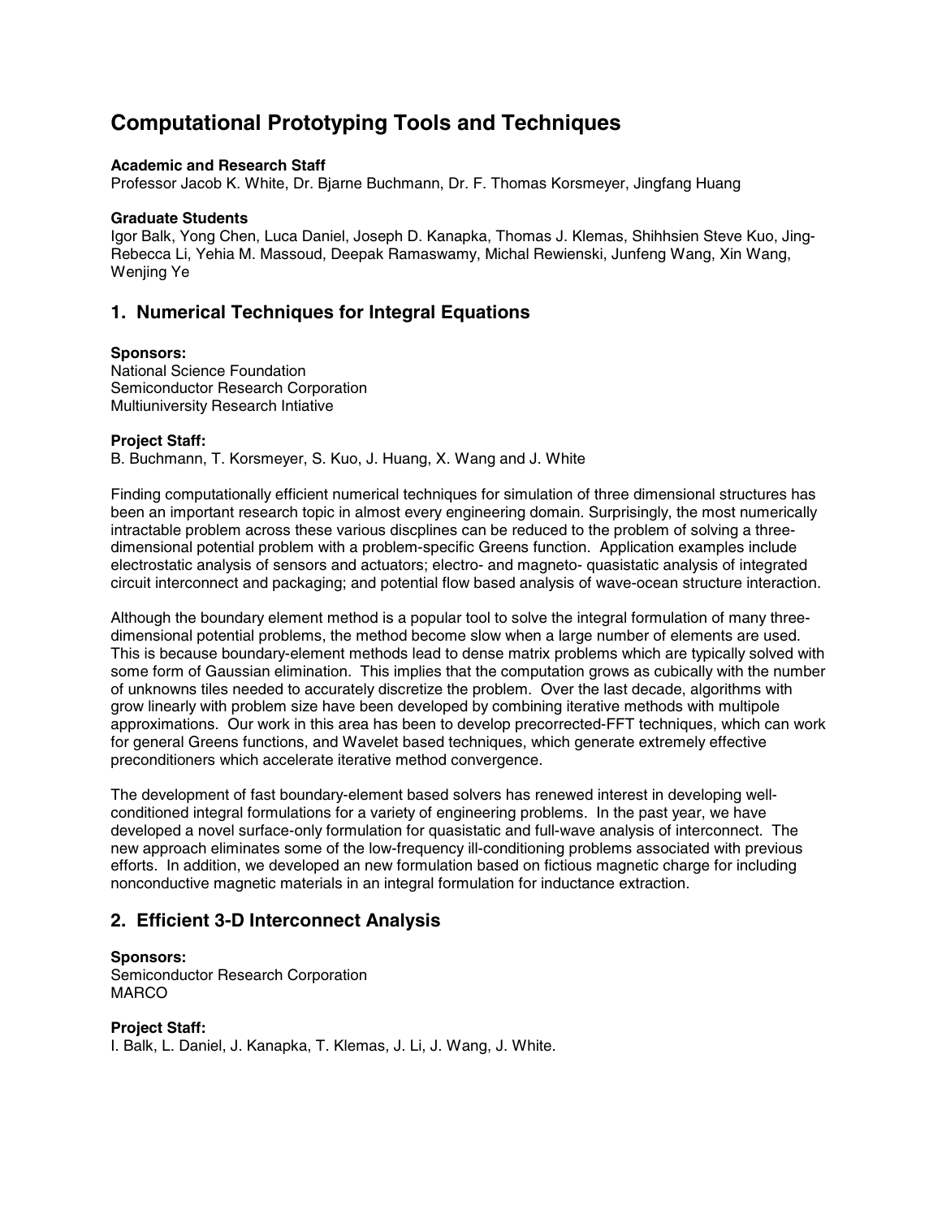# Computational Prototyping Tools and Techniques

**Academic and Research Staff**
Professor Jacob K. White, Dr. Bjarne Buchmann, Dr. F. Thomas Korsmeyer, Jingfang Huang

**Graduate Students**
Igor Balk, Yong Chen, Luca Daniel, Joseph D. Kanapka, Thomas J. Klemas, Shihhsien Steve Kuo, Jing-Rebecca Li, Yehia M. Massoud, Deepak Ramaswamy, Michal Rewienski, Junfeng Wang, Xin Wang, Wenjing Ye

## 1. Numerical Techniques for Integral Equations

**Sponsors:**
National Science Foundation
Semiconductor Research Corporation
Multiuniversity Research Intiative

**Project Staff:**
B. Buchmann, T. Korsmeyer, S. Kuo, J. Huang, X. Wang and J. White

Finding computationally efficient numerical techniques for simulation of three dimensional structures has been an important research topic in almost every engineering domain. Surprisingly, the most numerically intractable problem across these various discplines can be reduced to the problem of solving a three-dimensional potential problem with a problem-specific Greens function. Application examples include electrostatic analysis of sensors and actuators; electro- and magneto- quasistatic analysis of integrated circuit interconnect and packaging; and potential flow based analysis of wave-ocean structure interaction.

Although the boundary element method is a popular tool to solve the integral formulation of many three-dimensional potential problems, the method become slow when a large number of elements are used. This is because boundary-element methods lead to dense matrix problems which are typically solved with some form of Gaussian elimination. This implies that the computation grows as cubically with the number of unknowns tiles needed to accurately discretize the problem. Over the last decade, algorithms with grow linearly with problem size have been developed by combining iterative methods with multipole approximations. Our work in this area has been to develop precorrected-FFT techniques, which can work for general Greens functions, and Wavelet based techniques, which generate extremely effective preconditioners which accelerate iterative method convergence.

The development of fast boundary-element based solvers has renewed interest in developing well-conditioned integral formulations for a variety of engineering problems. In the past year, we have developed a novel surface-only formulation for quasistatic and full-wave analysis of interconnect. The new approach eliminates some of the low-frequency ill-conditioning problems associated with previous efforts. In addition, we developed an new formulation based on fictious magnetic charge for including nonconductive magnetic materials in an integral formulation for inductance extraction.

## 2. Efficient 3-D Interconnect Analysis

**Sponsors:**
Semiconductor Research Corporation
MARCO

**Project Staff:**
I. Balk, L. Daniel, J. Kanapka, T. Klemas, J. Li, J. Wang, J. White.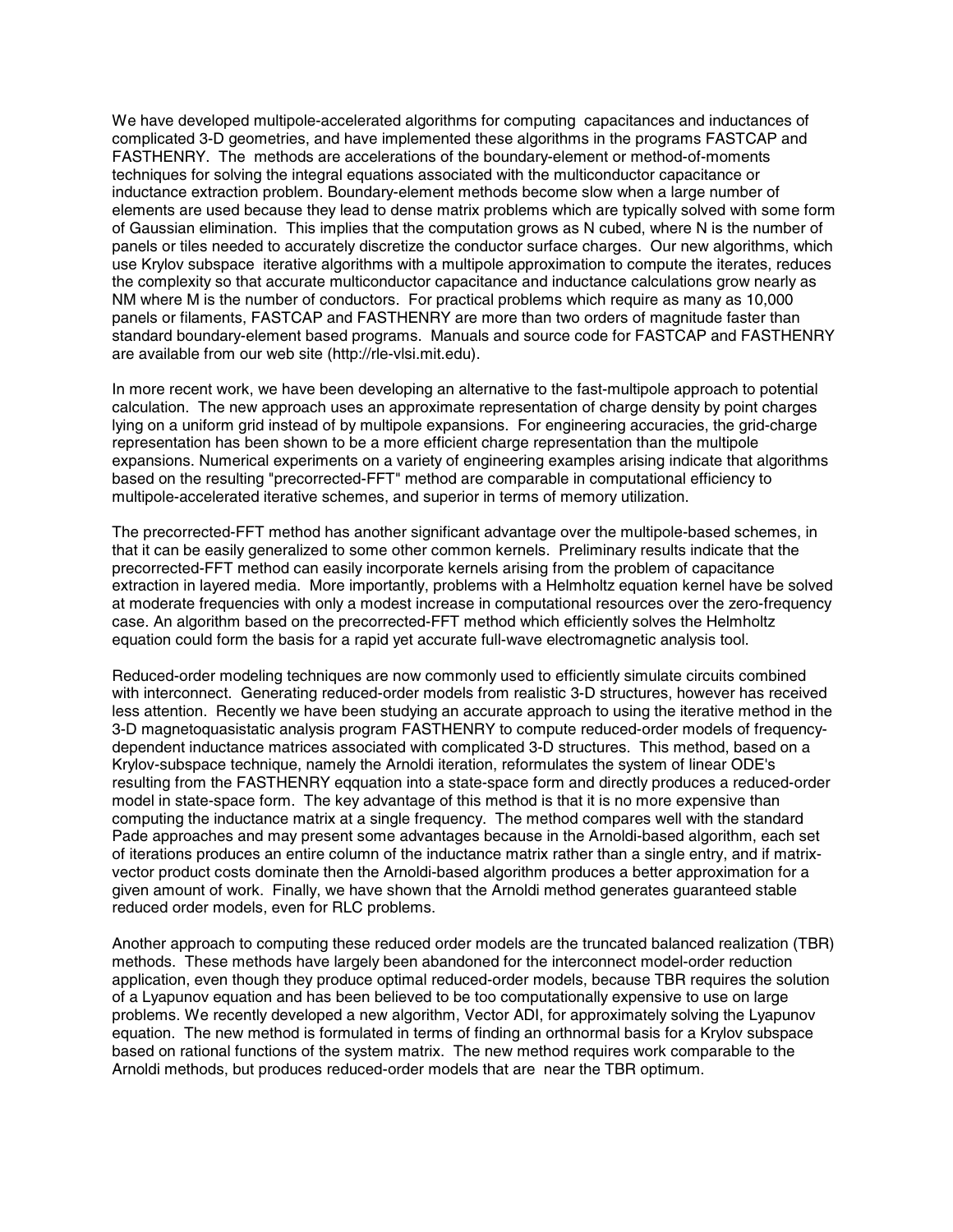We have developed multipole-accelerated algorithms for computing capacitances and inductances of complicated 3-D geometries, and have implemented these algorithms in the programs FASTCAP and FASTHENRY. The methods are accelerations of the boundary-element or method-of-moments techniques for solving the integral equations associated with the multiconductor capacitance or inductance extraction problem. Boundary-element methods become slow when a large number of elements are used because they lead to dense matrix problems which are typically solved with some form of Gaussian elimination. This implies that the computation grows as N cubed, where N is the number of panels or tiles needed to accurately discretize the conductor surface charges. Our new algorithms, which use Krylov subspace iterative algorithms with a multipole approximation to compute the iterates, reduces the complexity so that accurate multiconductor capacitance and inductance calculations grow nearly as NM where M is the number of conductors. For practical problems which require as many as 10,000 panels or filaments, FASTCAP and FASTHENRY are more than two orders of magnitude faster than standard boundary-element based programs. Manuals and source code for FASTCAP and FASTHENRY are available from our web site (http://rle-vlsi.mit.edu).

In more recent work, we have been developing an alternative to the fast-multipole approach to potential calculation. The new approach uses an approximate representation of charge density by point charges lying on a uniform grid instead of by multipole expansions. For engineering accuracies, the grid-charge representation has been shown to be a more efficient charge representation than the multipole expansions. Numerical experiments on a variety of engineering examples arising indicate that algorithms based on the resulting "precorrected-FFT" method are comparable in computational efficiency to multipole-accelerated iterative schemes, and superior in terms of memory utilization.

The precorrected-FFT method has another significant advantage over the multipole-based schemes, in that it can be easily generalized to some other common kernels. Preliminary results indicate that the precorrected-FFT method can easily incorporate kernels arising from the problem of capacitance extraction in layered media. More importantly, problems with a Helmholtz equation kernel have be solved at moderate frequencies with only a modest increase in computational resources over the zero-frequency case. An algorithm based on the precorrected-FFT method which efficiently solves the Helmholtz equation could form the basis for a rapid yet accurate full-wave electromagnetic analysis tool.

Reduced-order modeling techniques are now commonly used to efficiently simulate circuits combined with interconnect. Generating reduced-order models from realistic 3-D structures, however has received less attention. Recently we have been studying an accurate approach to using the iterative method in the 3-D magnetoquasistatic analysis program FASTHENRY to compute reduced-order models of frequency-dependent inductance matrices associated with complicated 3-D structures. This method, based on a Krylov-subspace technique, namely the Arnoldi iteration, reformulates the system of linear ODE's resulting from the FASTHENRY eqquation into a state-space form and directly produces a reduced-order model in state-space form. The key advantage of this method is that it is no more expensive than computing the inductance matrix at a single frequency. The method compares well with the standard Pade approaches and may present some advantages because in the Arnoldi-based algorithm, each set of iterations produces an entire column of the inductance matrix rather than a single entry, and if matrix-vector product costs dominate then the Arnoldi-based algorithm produces a better approximation for a given amount of work. Finally, we have shown that the Arnoldi method generates guaranteed stable reduced order models, even for RLC problems.

Another approach to computing these reduced order models are the truncated balanced realization (TBR) methods. These methods have largely been abandoned for the interconnect model-order reduction application, even though they produce optimal reduced-order models, because TBR requires the solution of a Lyapunov equation and has been believed to be too computationally expensive to use on large problems. We recently developed a new algorithm, Vector ADI, for approximately solving the Lyapunov equation. The new method is formulated in terms of finding an orthnormal basis for a Krylov subspace based on rational functions of the system matrix. The new method requires work comparable to the Arnoldi methods, but produces reduced-order models that are near the TBR optimum.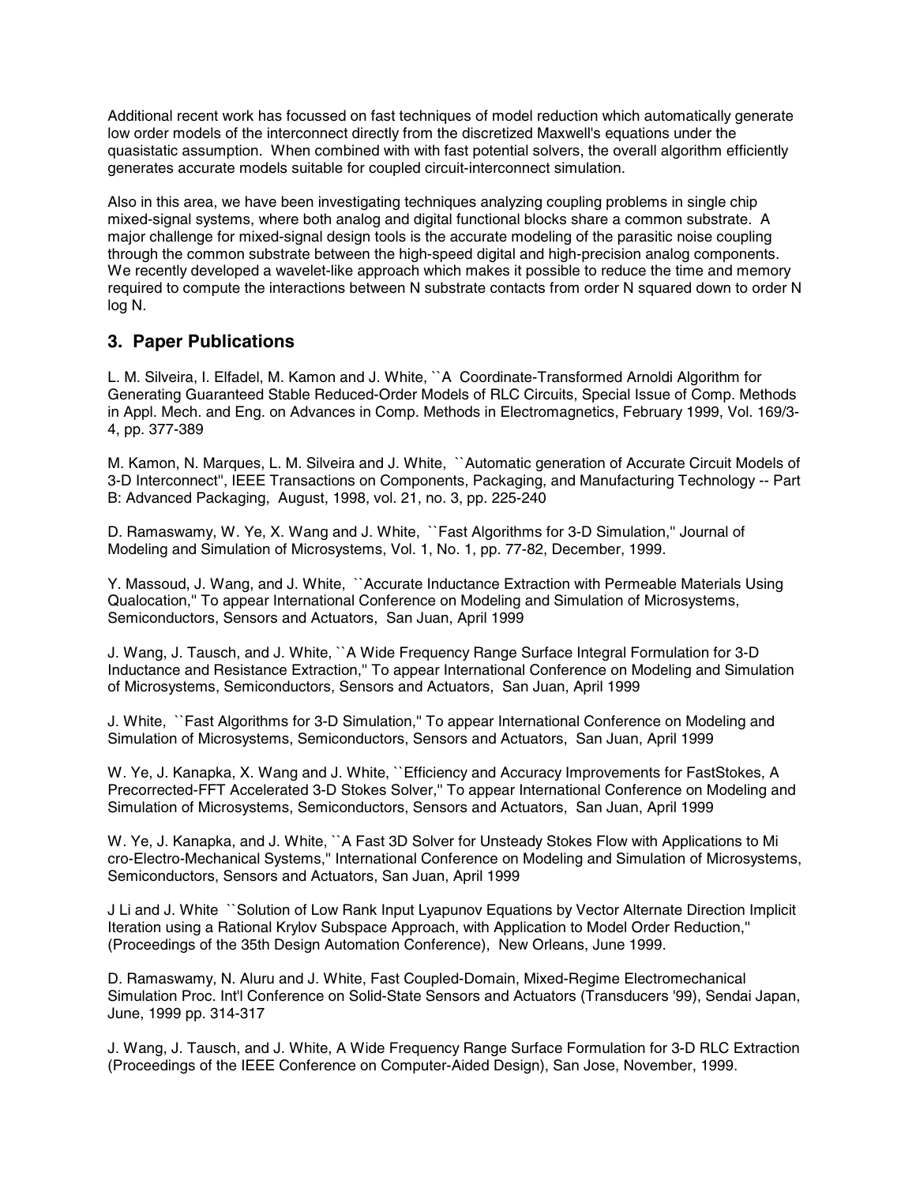Additional recent work has focussed on fast techniques of model reduction which automatically generate low order models of the interconnect directly from the discretized Maxwell's equations under the quasistatic assumption. When combined with with fast potential solvers, the overall algorithm efficiently generates accurate models suitable for coupled circuit-interconnect simulation.

Also in this area, we have been investigating techniques analyzing coupling problems in single chip mixed-signal systems, where both analog and digital functional blocks share a common substrate. A major challenge for mixed-signal design tools is the accurate modeling of the parasitic noise coupling through the common substrate between the high-speed digital and high-precision analog components. We recently developed a wavelet-like approach which makes it possible to reduce the time and memory required to compute the interactions between N substrate contacts from order N squared down to order N log N.

## 3. Paper Publications

L. M. Silveira, I. Elfadel, M. Kamon and J. White, ``A Coordinate-Transformed Arnoldi Algorithm for Generating Guaranteed Stable Reduced-Order Models of RLC Circuits, Special Issue of Comp. Methods in Appl. Mech. and Eng. on Advances in Comp. Methods in Electromagnetics, February 1999, Vol. 169/3-4, pp. 377-389

M. Kamon, N. Marques, L. M. Silveira and J. White, ``Automatic generation of Accurate Circuit Models of 3-D Interconnect'', IEEE Transactions on Components, Packaging, and Manufacturing Technology -- Part B: Advanced Packaging, August, 1998, vol. 21, no. 3, pp. 225-240

D. Ramaswamy, W. Ye, X. Wang and J. White, ``Fast Algorithms for 3-D Simulation,'' Journal of Modeling and Simulation of Microsystems, Vol. 1, No. 1, pp. 77-82, December, 1999.

Y. Massoud, J. Wang, and J. White, ``Accurate Inductance Extraction with Permeable Materials Using Qualocation,'' To appear International Conference on Modeling and Simulation of Microsystems, Semiconductors, Sensors and Actuators, San Juan, April 1999

J. Wang, J. Tausch, and J. White, ``A Wide Frequency Range Surface Integral Formulation for 3-D Inductance and Resistance Extraction,'' To appear International Conference on Modeling and Simulation of Microsystems, Semiconductors, Sensors and Actuators, San Juan, April 1999

J. White, ``Fast Algorithms for 3-D Simulation,'' To appear International Conference on Modeling and Simulation of Microsystems, Semiconductors, Sensors and Actuators, San Juan, April 1999

W. Ye, J. Kanapka, X. Wang and J. White, ``Efficiency and Accuracy Improvements for FastStokes, A Precorrected-FFT Accelerated 3-D Stokes Solver,'' To appear International Conference on Modeling and Simulation of Microsystems, Semiconductors, Sensors and Actuators, San Juan, April 1999

W. Ye, J. Kanapka, and J. White, ``A Fast 3D Solver for Unsteady Stokes Flow with Applications to Mi cro-Electro-Mechanical Systems,'' International Conference on Modeling and Simulation of Microsystems, Semiconductors, Sensors and Actuators, San Juan, April 1999

J Li and J. White ``Solution of Low Rank Input Lyapunov Equations by Vector Alternate Direction Implicit Iteration using a Rational Krylov Subspace Approach, with Application to Model Order Reduction,'' (Proceedings of the 35th Design Automation Conference), New Orleans, June 1999.

D. Ramaswamy, N. Aluru and J. White, Fast Coupled-Domain, Mixed-Regime Electromechanical Simulation Proc. Int'l Conference on Solid-State Sensors and Actuators (Transducers '99), Sendai Japan, June, 1999 pp. 314-317

J. Wang, J. Tausch, and J. White, A Wide Frequency Range Surface Formulation for 3-D RLC Extraction (Proceedings of the IEEE Conference on Computer-Aided Design), San Jose, November, 1999.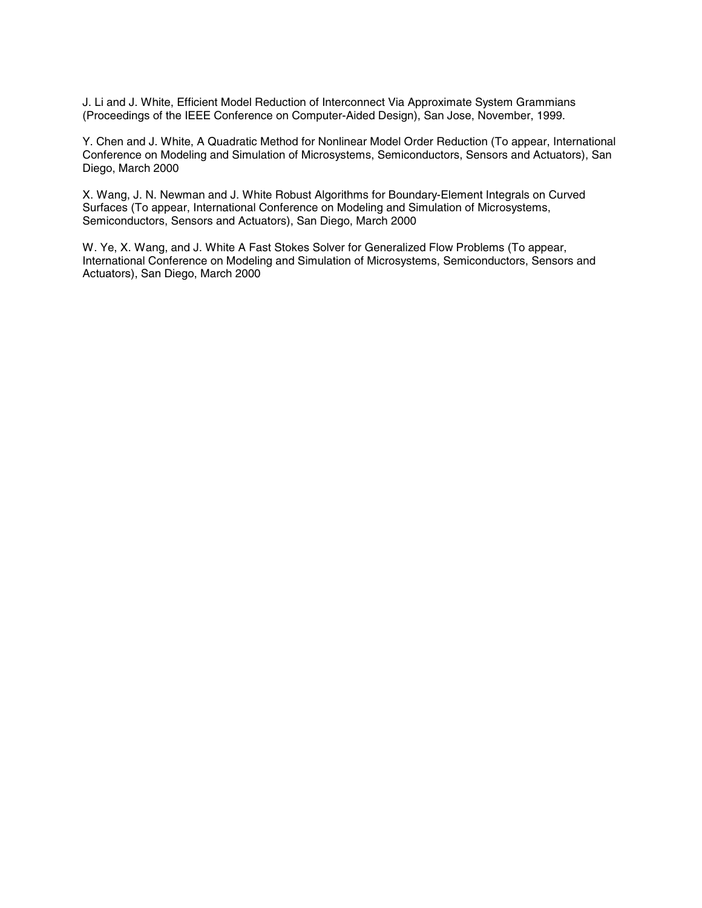J. Li and J. White, Efficient Model Reduction of Interconnect Via Approximate System Grammians (Proceedings of the IEEE Conference on Computer-Aided Design), San Jose, November, 1999.

Y. Chen and J. White, A Quadratic Method for Nonlinear Model Order Reduction (To appear, International Conference on Modeling and Simulation of Microsystems, Semiconductors, Sensors and Actuators), San Diego, March 2000

X. Wang, J. N. Newman and J. White Robust Algorithms for Boundary-Element Integrals on Curved Surfaces (To appear, International Conference on Modeling and Simulation of Microsystems, Semiconductors, Sensors and Actuators), San Diego, March 2000

W. Ye, X. Wang, and J. White A Fast Stokes Solver for Generalized Flow Problems (To appear, International Conference on Modeling and Simulation of Microsystems, Semiconductors, Sensors and Actuators), San Diego, March 2000